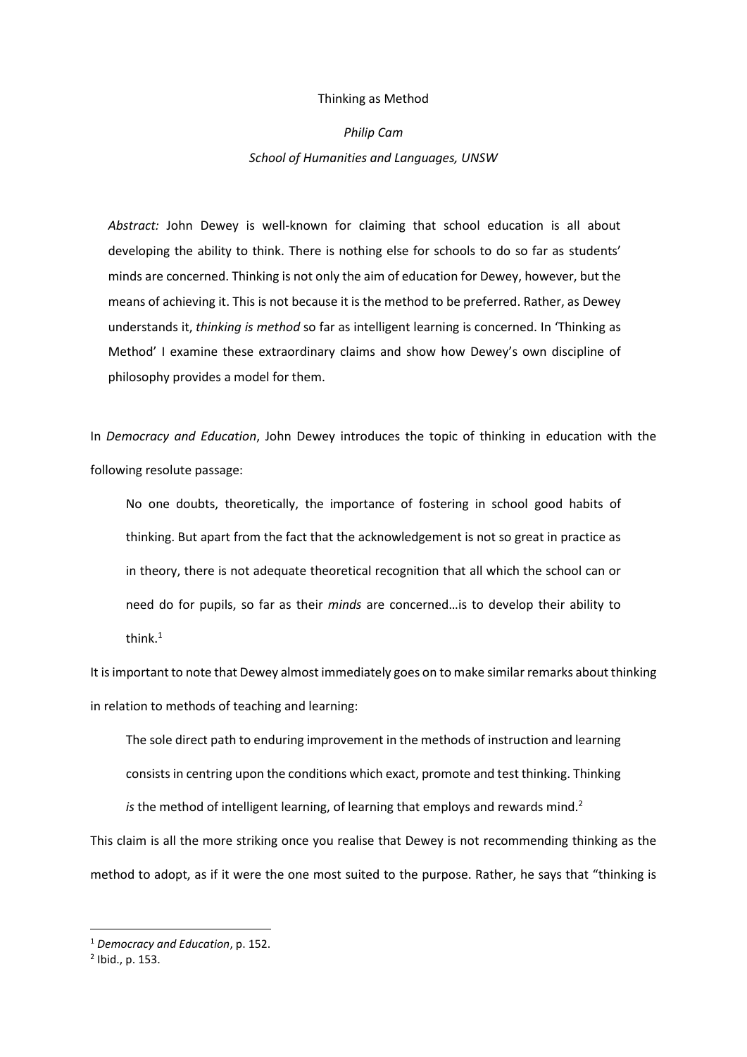# Thinking as Method

*Philip Cam*

*School of Humanities and Languages, UNSW*

> *Abstract:* John Dewey is well-known for claiming that school education is all about developing the ability to think. There is nothing else for schools to do so far as students' minds are concerned. Thinking is not only the aim of education for Dewey, however, but the means of achieving it. This is not because it is the method to be preferred. Rather, as Dewey understands it, *thinking is method* so far as intelligent learning is concerned. In 'Thinking as Method' I examine these extraordinary claims and show how Dewey's own discipline of philosophy provides a model for them.

In *Democracy and Education*, John Dewey introduces the topic of thinking in education with the following resolute passage:

> No one doubts, theoretically, the importance of fostering in school good habits of thinking. But apart from the fact that the acknowledgement is not so great in practice as in theory, there is not adequate theoretical recognition that all which the school can or need do for pupils, so far as their *minds* are concerned…is to develop their ability to think.[1]

It is important to note that Dewey almost immediately goes on to make similar remarks about thinking in relation to methods of teaching and learning:

> The sole direct path to enduring improvement in the methods of instruction and learning consists in centring upon the conditions which exact, promote and test thinking. Thinking *is* the method of intelligent learning, of learning that employs and rewards mind.[2]

This claim is all the more striking once you realise that Dewey is not recommending thinking as the method to adopt, as if it were the one most suited to the purpose. Rather, he says that "thinking is

[1] *Democracy and Education*, p. 152.

[2] Ibid., p. 153.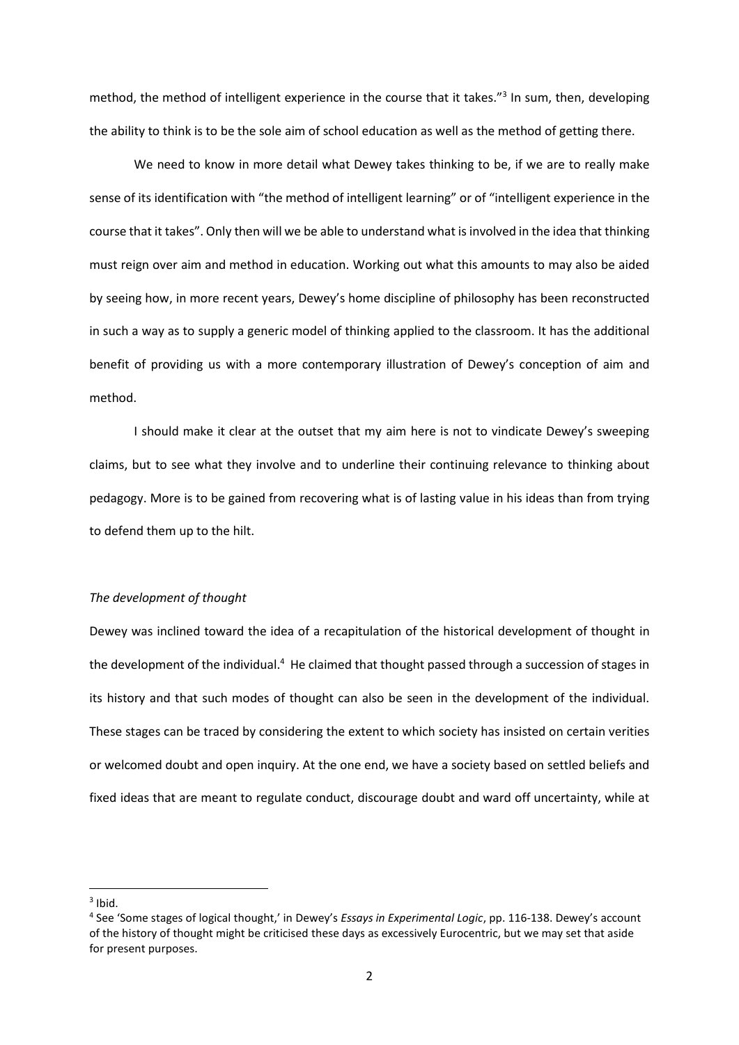method, the method of intelligent experience in the course that it takes."[3] In sum, then, developing the ability to think is to be the sole aim of school education as well as the method of getting there.

We need to know in more detail what Dewey takes thinking to be, if we are to really make sense of its identification with "the method of intelligent learning" or of "intelligent experience in the course that it takes". Only then will we be able to understand what is involved in the idea that thinking must reign over aim and method in education. Working out what this amounts to may also be aided by seeing how, in more recent years, Dewey's home discipline of philosophy has been reconstructed in such a way as to supply a generic model of thinking applied to the classroom. It has the additional benefit of providing us with a more contemporary illustration of Dewey's conception of aim and method.

I should make it clear at the outset that my aim here is not to vindicate Dewey's sweeping claims, but to see what they involve and to underline their continuing relevance to thinking about pedagogy. More is to be gained from recovering what is of lasting value in his ideas than from trying to defend them up to the hilt.

*The development of thought*

Dewey was inclined toward the idea of a recapitulation of the historical development of thought in the development of the individual.[4] He claimed that thought passed through a succession of stages in its history and that such modes of thought can also be seen in the development of the individual. These stages can be traced by considering the extent to which society has insisted on certain verities or welcomed doubt and open inquiry. At the one end, we have a society based on settled beliefs and fixed ideas that are meant to regulate conduct, discourage doubt and ward off uncertainty, while at

[3] Ibid.

[4] See 'Some stages of logical thought,' in Dewey's *Essays in Experimental Logic*, pp. 116-138. Dewey's account of the history of thought might be criticised these days as excessively Eurocentric, but we may set that aside for present purposes.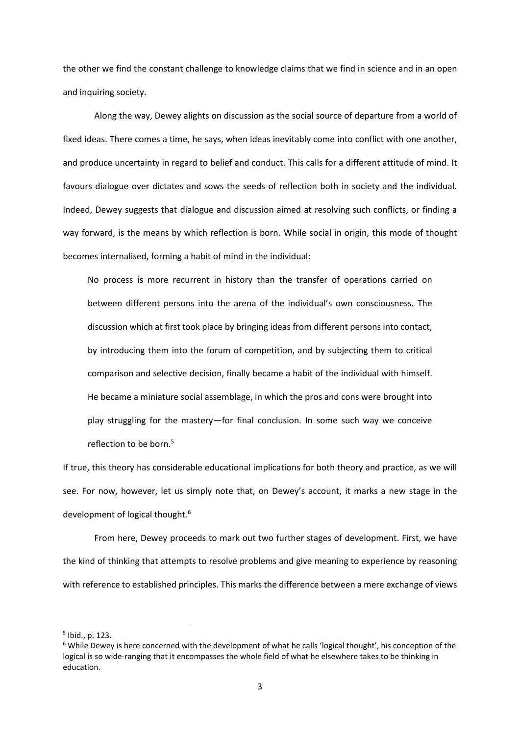the other we find the constant challenge to knowledge claims that we find in science and in an open and inquiring society.

Along the way, Dewey alights on discussion as the social source of departure from a world of fixed ideas. There comes a time, he says, when ideas inevitably come into conflict with one another, and produce uncertainty in regard to belief and conduct. This calls for a different attitude of mind. It favours dialogue over dictates and sows the seeds of reflection both in society and the individual. Indeed, Dewey suggests that dialogue and discussion aimed at resolving such conflicts, or finding a way forward, is the means by which reflection is born. While social in origin, this mode of thought becomes internalised, forming a habit of mind in the individual:

> No process is more recurrent in history than the transfer of operations carried on between different persons into the arena of the individual's own consciousness. The discussion which at first took place by bringing ideas from different persons into contact, by introducing them into the forum of competition, and by subjecting them to critical comparison and selective decision, finally became a habit of the individual with himself. He became a miniature social assemblage, in which the pros and cons were brought into play struggling for the mastery—for final conclusion. In some such way we conceive reflection to be born.[5]

If true, this theory has considerable educational implications for both theory and practice, as we will see. For now, however, let us simply note that, on Dewey's account, it marks a new stage in the development of logical thought.[6]

From here, Dewey proceeds to mark out two further stages of development. First, we have the kind of thinking that attempts to resolve problems and give meaning to experience by reasoning with reference to established principles. This marks the difference between a mere exchange of views

---

[5] Ibid., p. 123.

[6] While Dewey is here concerned with the development of what he calls 'logical thought', his conception of the logical is so wide-ranging that it encompasses the whole field of what he elsewhere takes to be thinking in education.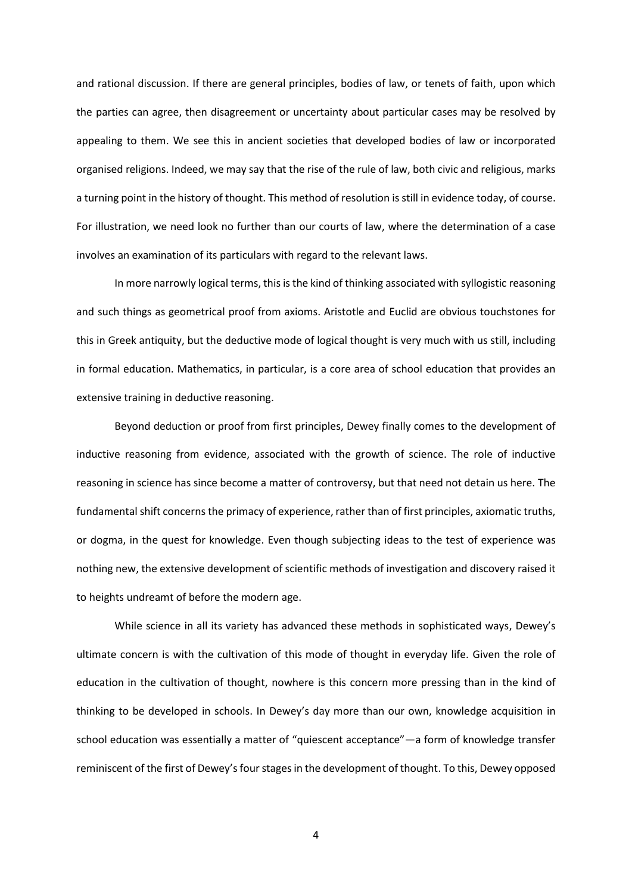and rational discussion. If there are general principles, bodies of law, or tenets of faith, upon which the parties can agree, then disagreement or uncertainty about particular cases may be resolved by appealing to them. We see this in ancient societies that developed bodies of law or incorporated organised religions. Indeed, we may say that the rise of the rule of law, both civic and religious, marks a turning point in the history of thought. This method of resolution is still in evidence today, of course. For illustration, we need look no further than our courts of law, where the determination of a case involves an examination of its particulars with regard to the relevant laws.

In more narrowly logical terms, this is the kind of thinking associated with syllogistic reasoning and such things as geometrical proof from axioms. Aristotle and Euclid are obvious touchstones for this in Greek antiquity, but the deductive mode of logical thought is very much with us still, including in formal education. Mathematics, in particular, is a core area of school education that provides an extensive training in deductive reasoning.

Beyond deduction or proof from first principles, Dewey finally comes to the development of inductive reasoning from evidence, associated with the growth of science. The role of inductive reasoning in science has since become a matter of controversy, but that need not detain us here. The fundamental shift concerns the primacy of experience, rather than of first principles, axiomatic truths, or dogma, in the quest for knowledge. Even though subjecting ideas to the test of experience was nothing new, the extensive development of scientific methods of investigation and discovery raised it to heights undreamt of before the modern age.

While science in all its variety has advanced these methods in sophisticated ways, Dewey's ultimate concern is with the cultivation of this mode of thought in everyday life. Given the role of education in the cultivation of thought, nowhere is this concern more pressing than in the kind of thinking to be developed in schools. In Dewey's day more than our own, knowledge acquisition in school education was essentially a matter of "quiescent acceptance"—a form of knowledge transfer reminiscent of the first of Dewey's four stages in the development of thought. To this, Dewey opposed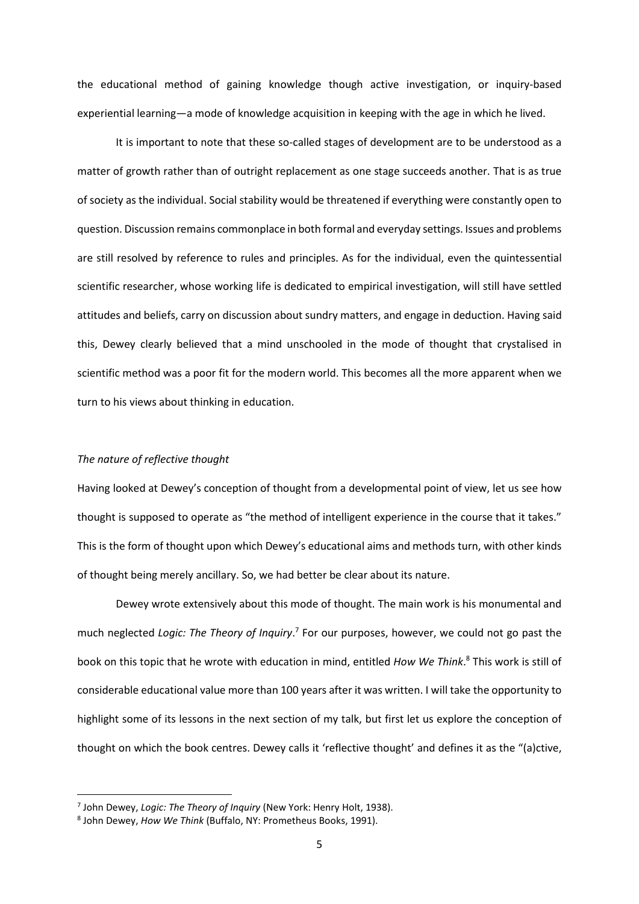the educational method of gaining knowledge though active investigation, or inquiry-based experiential learning—a mode of knowledge acquisition in keeping with the age in which he lived.

It is important to note that these so-called stages of development are to be understood as a matter of growth rather than of outright replacement as one stage succeeds another. That is as true of society as the individual. Social stability would be threatened if everything were constantly open to question. Discussion remains commonplace in both formal and everyday settings. Issues and problems are still resolved by reference to rules and principles. As for the individual, even the quintessential scientific researcher, whose working life is dedicated to empirical investigation, will still have settled attitudes and beliefs, carry on discussion about sundry matters, and engage in deduction. Having said this, Dewey clearly believed that a mind unschooled in the mode of thought that crystalised in scientific method was a poor fit for the modern world. This becomes all the more apparent when we turn to his views about thinking in education.

*The nature of reflective thought*

Having looked at Dewey's conception of thought from a developmental point of view, let us see how thought is supposed to operate as "the method of intelligent experience in the course that it takes." This is the form of thought upon which Dewey's educational aims and methods turn, with other kinds of thought being merely ancillary. So, we had better be clear about its nature.

Dewey wrote extensively about this mode of thought. The main work is his monumental and much neglected *Logic: The Theory of Inquiry*.[7] For our purposes, however, we could not go past the book on this topic that he wrote with education in mind, entitled *How We Think*.[8] This work is still of considerable educational value more than 100 years after it was written. I will take the opportunity to highlight some of its lessons in the next section of my talk, but first let us explore the conception of thought on which the book centres. Dewey calls it 'reflective thought' and defines it as the "(a)ctive,

---

[7] John Dewey, *Logic: The Theory of Inquiry* (New York: Henry Holt, 1938).

[8] John Dewey, *How We Think* (Buffalo, NY: Prometheus Books, 1991).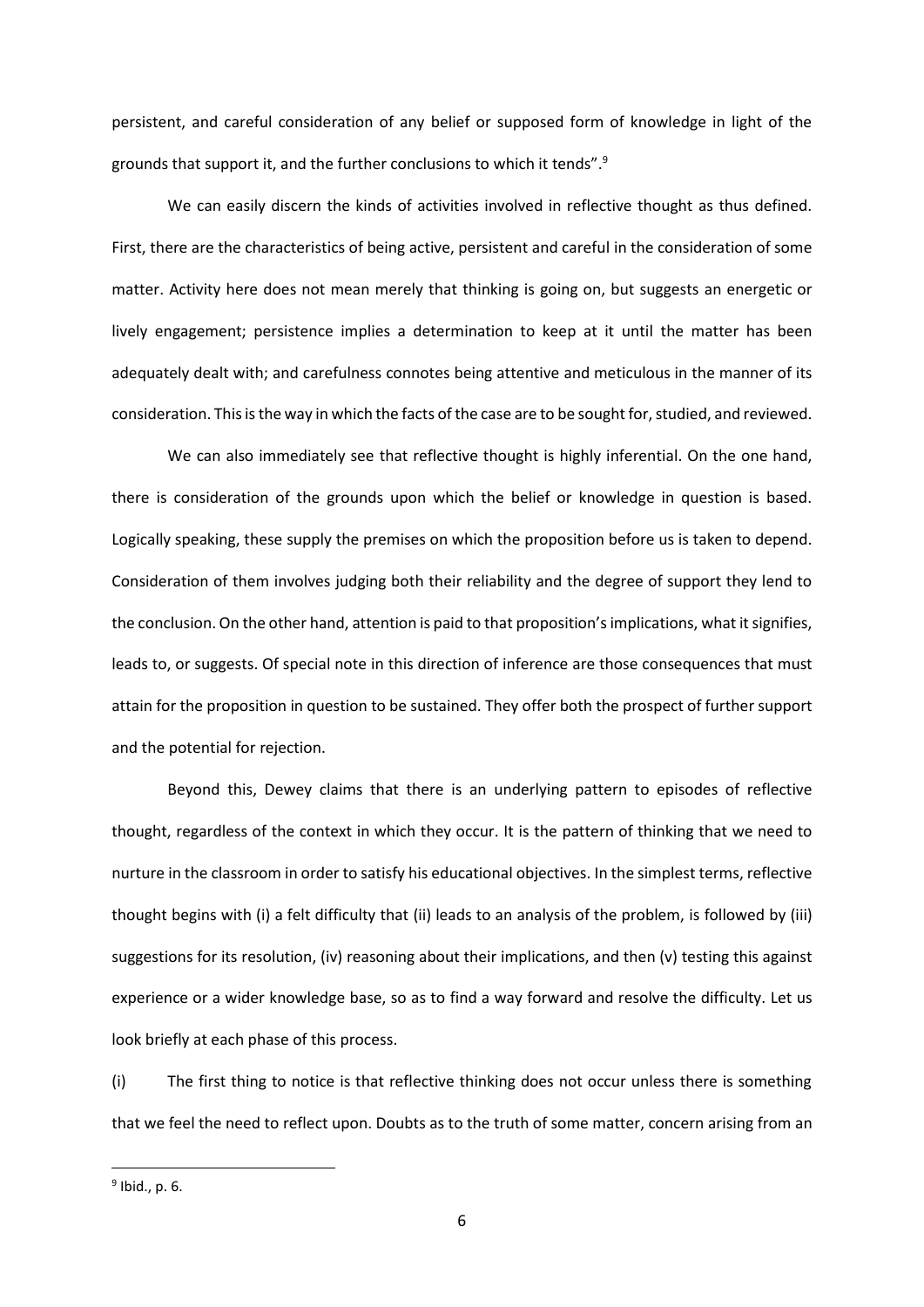persistent, and careful consideration of any belief or supposed form of knowledge in light of the grounds that support it, and the further conclusions to which it tends".[9]

We can easily discern the kinds of activities involved in reflective thought as thus defined. First, there are the characteristics of being active, persistent and careful in the consideration of some matter. Activity here does not mean merely that thinking is going on, but suggests an energetic or lively engagement; persistence implies a determination to keep at it until the matter has been adequately dealt with; and carefulness connotes being attentive and meticulous in the manner of its consideration. This is the way in which the facts of the case are to be sought for, studied, and reviewed.

We can also immediately see that reflective thought is highly inferential. On the one hand, there is consideration of the grounds upon which the belief or knowledge in question is based. Logically speaking, these supply the premises on which the proposition before us is taken to depend. Consideration of them involves judging both their reliability and the degree of support they lend to the conclusion. On the other hand, attention is paid to that proposition's implications, what it signifies, leads to, or suggests. Of special note in this direction of inference are those consequences that must attain for the proposition in question to be sustained. They offer both the prospect of further support and the potential for rejection.

Beyond this, Dewey claims that there is an underlying pattern to episodes of reflective thought, regardless of the context in which they occur. It is the pattern of thinking that we need to nurture in the classroom in order to satisfy his educational objectives. In the simplest terms, reflective thought begins with (i) a felt difficulty that (ii) leads to an analysis of the problem, is followed by (iii) suggestions for its resolution, (iv) reasoning about their implications, and then (v) testing this against experience or a wider knowledge base, so as to find a way forward and resolve the difficulty. Let us look briefly at each phase of this process.

(i) The first thing to notice is that reflective thinking does not occur unless there is something that we feel the need to reflect upon. Doubts as to the truth of some matter, concern arising from an

---

[9] Ibid., p. 6.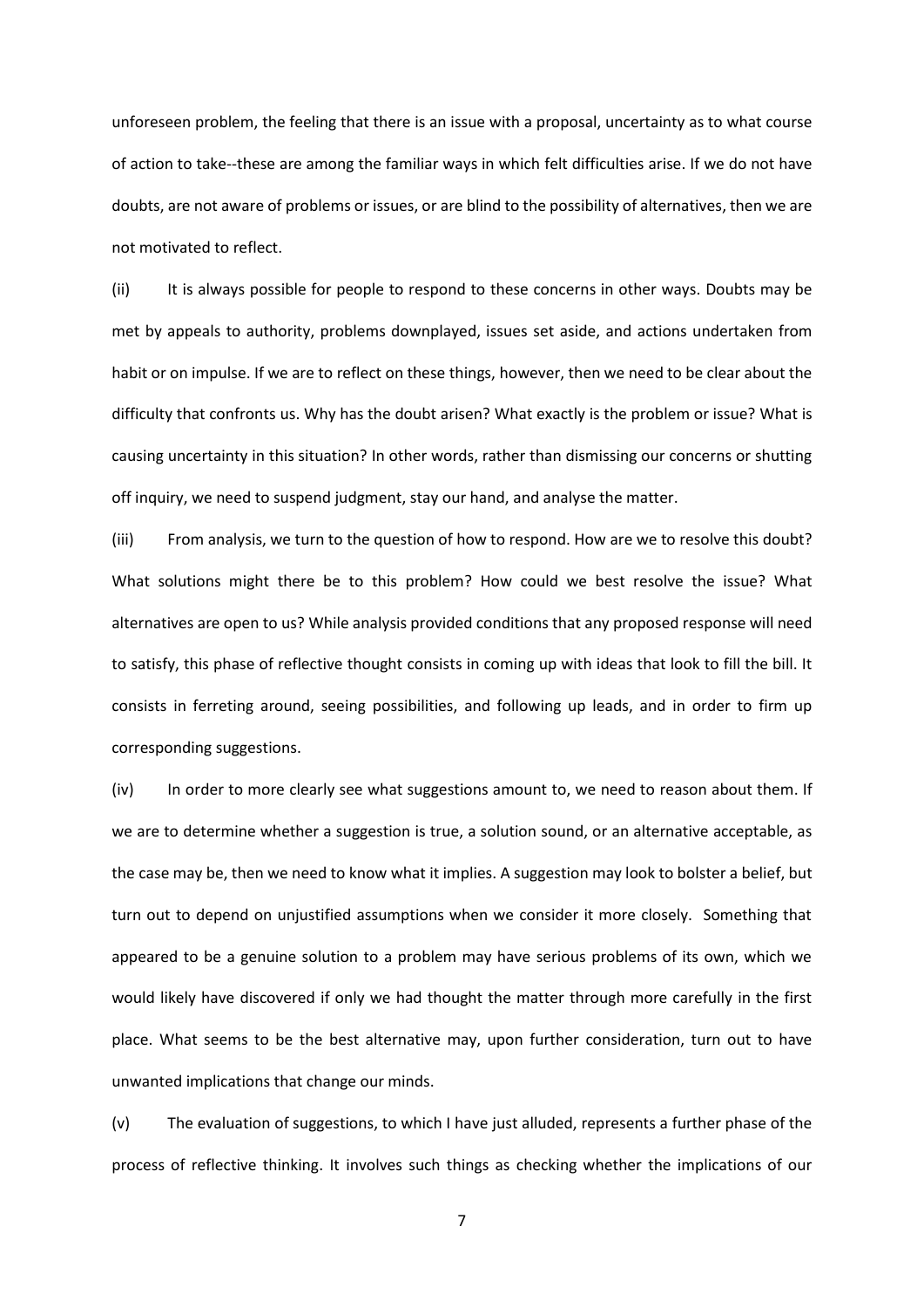unforeseen problem, the feeling that there is an issue with a proposal, uncertainty as to what course of action to take--these are among the familiar ways in which felt difficulties arise. If we do not have doubts, are not aware of problems or issues, or are blind to the possibility of alternatives, then we are not motivated to reflect.

(ii) It is always possible for people to respond to these concerns in other ways. Doubts may be met by appeals to authority, problems downplayed, issues set aside, and actions undertaken from habit or on impulse. If we are to reflect on these things, however, then we need to be clear about the difficulty that confronts us. Why has the doubt arisen? What exactly is the problem or issue? What is causing uncertainty in this situation? In other words, rather than dismissing our concerns or shutting off inquiry, we need to suspend judgment, stay our hand, and analyse the matter.

(iii) From analysis, we turn to the question of how to respond. How are we to resolve this doubt? What solutions might there be to this problem? How could we best resolve the issue? What alternatives are open to us? While analysis provided conditions that any proposed response will need to satisfy, this phase of reflective thought consists in coming up with ideas that look to fill the bill. It consists in ferreting around, seeing possibilities, and following up leads, and in order to firm up corresponding suggestions.

(iv) In order to more clearly see what suggestions amount to, we need to reason about them. If we are to determine whether a suggestion is true, a solution sound, or an alternative acceptable, as the case may be, then we need to know what it implies. A suggestion may look to bolster a belief, but turn out to depend on unjustified assumptions when we consider it more closely. Something that appeared to be a genuine solution to a problem may have serious problems of its own, which we would likely have discovered if only we had thought the matter through more carefully in the first place. What seems to be the best alternative may, upon further consideration, turn out to have unwanted implications that change our minds.

(v) The evaluation of suggestions, to which I have just alluded, represents a further phase of the process of reflective thinking. It involves such things as checking whether the implications of our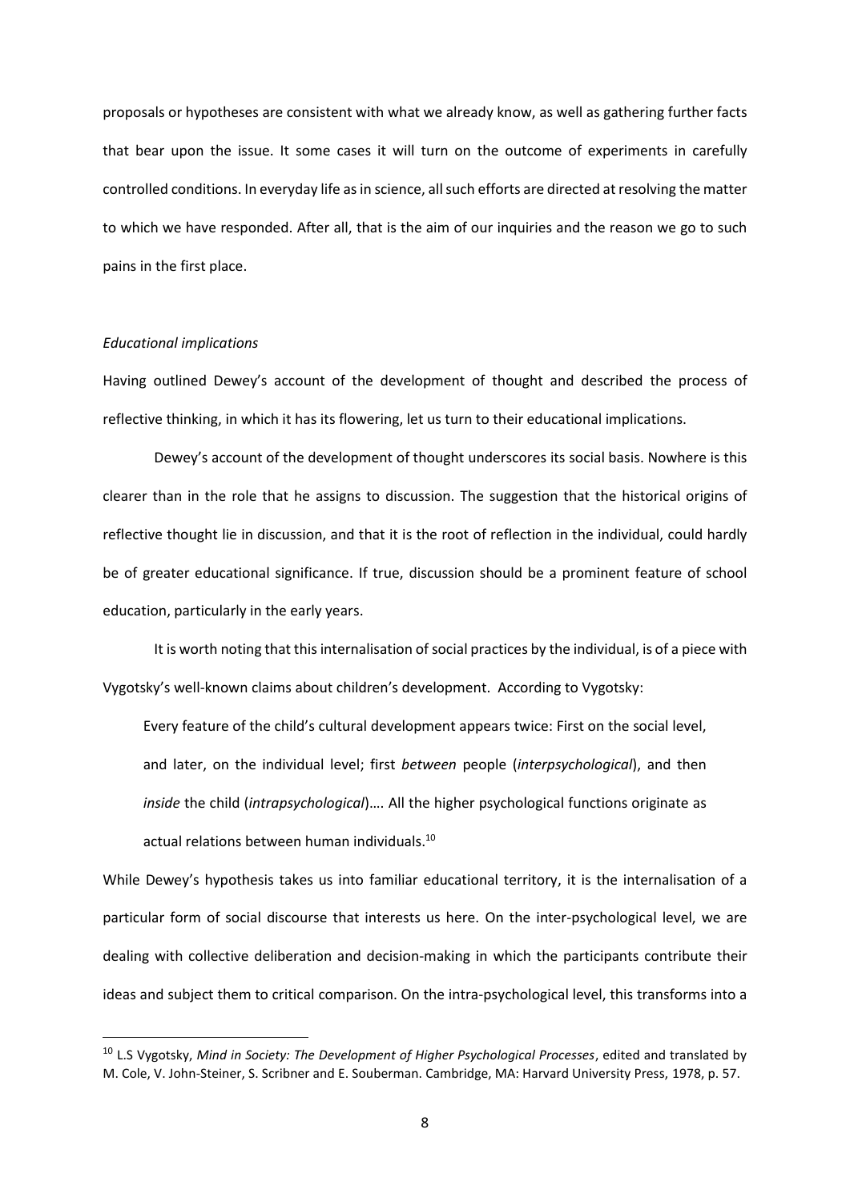proposals or hypotheses are consistent with what we already know, as well as gathering further facts that bear upon the issue. It some cases it will turn on the outcome of experiments in carefully controlled conditions. In everyday life as in science, all such efforts are directed at resolving the matter to which we have responded. After all, that is the aim of our inquiries and the reason we go to such pains in the first place.

*Educational implications*

Having outlined Dewey's account of the development of thought and described the process of reflective thinking, in which it has its flowering, let us turn to their educational implications.

Dewey's account of the development of thought underscores its social basis. Nowhere is this clearer than in the role that he assigns to discussion. The suggestion that the historical origins of reflective thought lie in discussion, and that it is the root of reflection in the individual, could hardly be of greater educational significance. If true, discussion should be a prominent feature of school education, particularly in the early years.

It is worth noting that this internalisation of social practices by the individual, is of a piece with Vygotsky's well-known claims about children's development. According to Vygotsky:

> Every feature of the child's cultural development appears twice: First on the social level, and later, on the individual level; first *between* people (*interpsychological*), and then *inside* the child (*intrapsychological*)…. All the higher psychological functions originate as actual relations between human individuals.[10]

While Dewey's hypothesis takes us into familiar educational territory, it is the internalisation of a particular form of social discourse that interests us here. On the inter-psychological level, we are dealing with collective deliberation and decision-making in which the participants contribute their ideas and subject them to critical comparison. On the intra-psychological level, this transforms into a

[10] L.S Vygotsky, *Mind in Society: The Development of Higher Psychological Processes*, edited and translated by M. Cole, V. John-Steiner, S. Scribner and E. Souberman. Cambridge, MA: Harvard University Press, 1978, p. 57.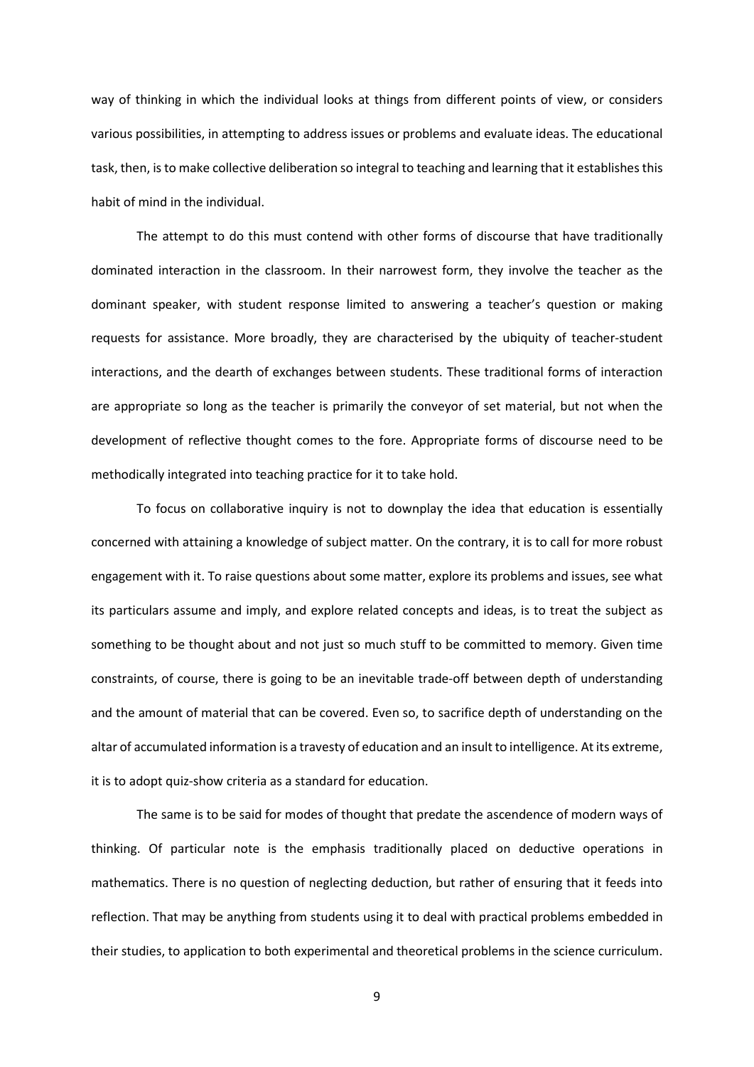way of thinking in which the individual looks at things from different points of view, or considers various possibilities, in attempting to address issues or problems and evaluate ideas. The educational task, then, is to make collective deliberation so integral to teaching and learning that it establishes this habit of mind in the individual.

The attempt to do this must contend with other forms of discourse that have traditionally dominated interaction in the classroom. In their narrowest form, they involve the teacher as the dominant speaker, with student response limited to answering a teacher's question or making requests for assistance. More broadly, they are characterised by the ubiquity of teacher-student interactions, and the dearth of exchanges between students. These traditional forms of interaction are appropriate so long as the teacher is primarily the conveyor of set material, but not when the development of reflective thought comes to the fore. Appropriate forms of discourse need to be methodically integrated into teaching practice for it to take hold.

To focus on collaborative inquiry is not to downplay the idea that education is essentially concerned with attaining a knowledge of subject matter. On the contrary, it is to call for more robust engagement with it. To raise questions about some matter, explore its problems and issues, see what its particulars assume and imply, and explore related concepts and ideas, is to treat the subject as something to be thought about and not just so much stuff to be committed to memory. Given time constraints, of course, there is going to be an inevitable trade-off between depth of understanding and the amount of material that can be covered. Even so, to sacrifice depth of understanding on the altar of accumulated information is a travesty of education and an insult to intelligence. At its extreme, it is to adopt quiz-show criteria as a standard for education.

The same is to be said for modes of thought that predate the ascendence of modern ways of thinking. Of particular note is the emphasis traditionally placed on deductive operations in mathematics. There is no question of neglecting deduction, but rather of ensuring that it feeds into reflection. That may be anything from students using it to deal with practical problems embedded in their studies, to application to both experimental and theoretical problems in the science curriculum.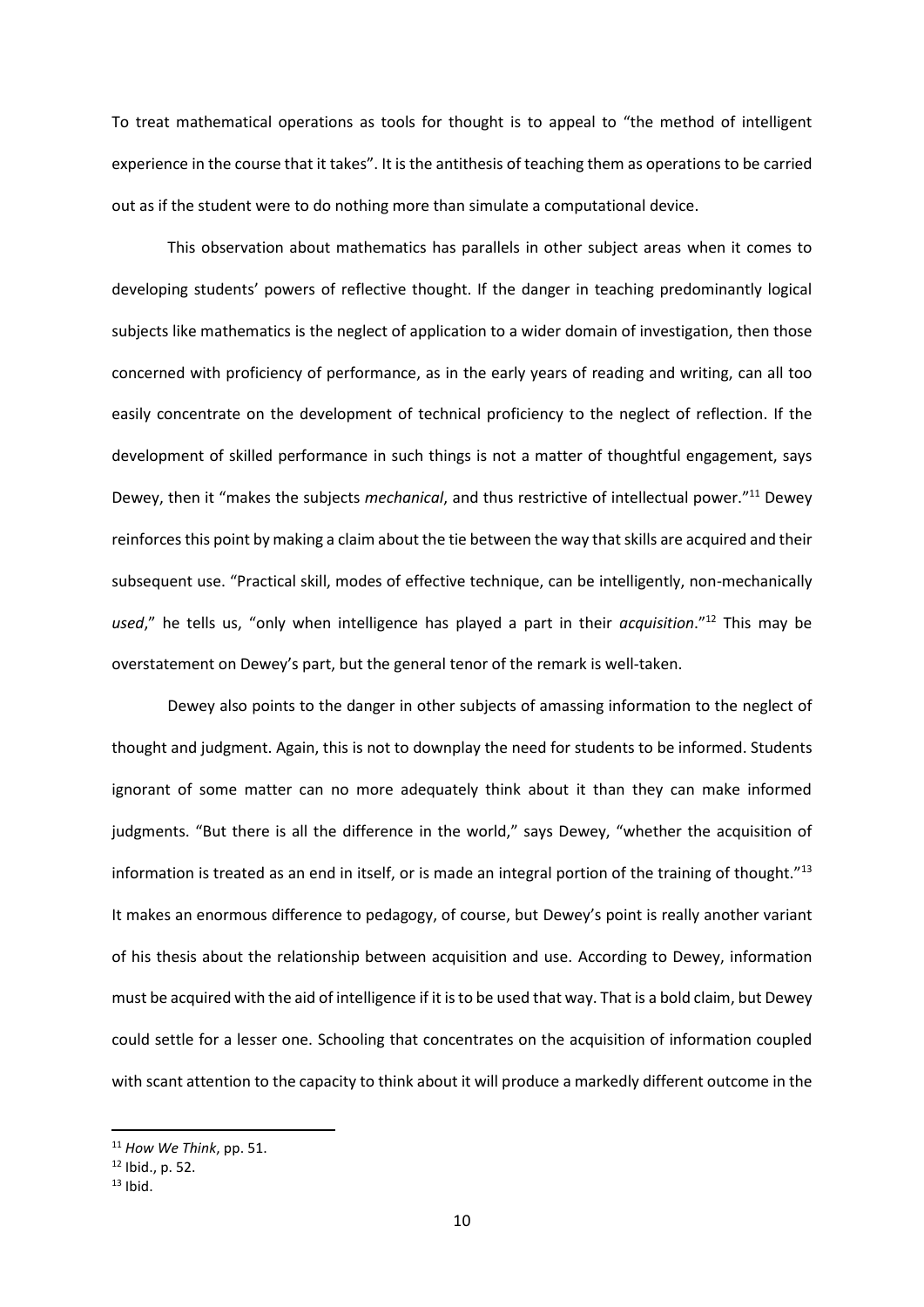To treat mathematical operations as tools for thought is to appeal to "the method of intelligent experience in the course that it takes". It is the antithesis of teaching them as operations to be carried out as if the student were to do nothing more than simulate a computational device.

This observation about mathematics has parallels in other subject areas when it comes to developing students' powers of reflective thought. If the danger in teaching predominantly logical subjects like mathematics is the neglect of application to a wider domain of investigation, then those concerned with proficiency of performance, as in the early years of reading and writing, can all too easily concentrate on the development of technical proficiency to the neglect of reflection. If the development of skilled performance in such things is not a matter of thoughtful engagement, says Dewey, then it "makes the subjects *mechanical*, and thus restrictive of intellectual power."[11] Dewey reinforces this point by making a claim about the tie between the way that skills are acquired and their subsequent use. "Practical skill, modes of effective technique, can be intelligently, non-mechanically *used*," he tells us, "only when intelligence has played a part in their *acquisition*."[12] This may be overstatement on Dewey's part, but the general tenor of the remark is well-taken.

Dewey also points to the danger in other subjects of amassing information to the neglect of thought and judgment. Again, this is not to downplay the need for students to be informed. Students ignorant of some matter can no more adequately think about it than they can make informed judgments. "But there is all the difference in the world," says Dewey, "whether the acquisition of information is treated as an end in itself, or is made an integral portion of the training of thought."[13] It makes an enormous difference to pedagogy, of course, but Dewey's point is really another variant of his thesis about the relationship between acquisition and use. According to Dewey, information must be acquired with the aid of intelligence if it is to be used that way. That is a bold claim, but Dewey could settle for a lesser one. Schooling that concentrates on the acquisition of information coupled with scant attention to the capacity to think about it will produce a markedly different outcome in the

[11] *How We Think*, pp. 51.

[12] Ibid., p. 52.

[13] Ibid.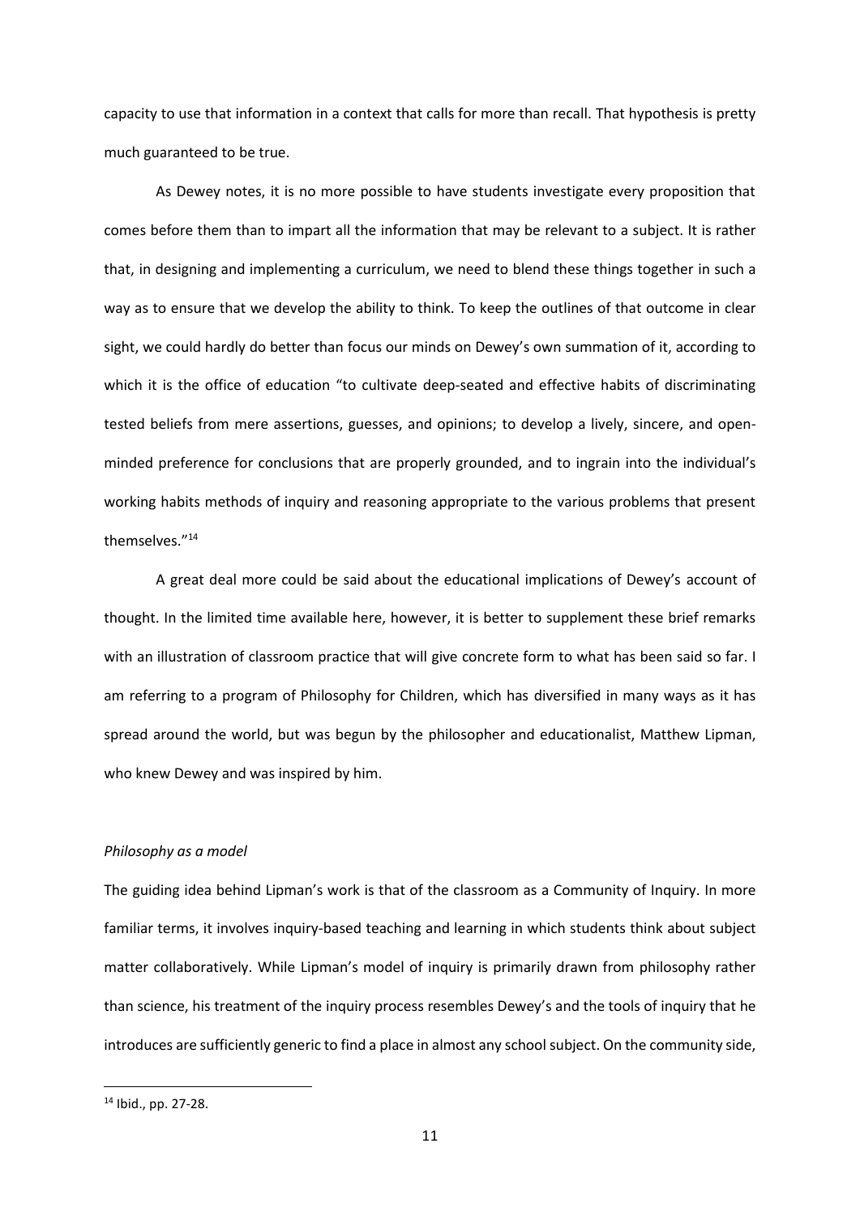capacity to use that information in a context that calls for more than recall. That hypothesis is pretty much guaranteed to be true.

As Dewey notes, it is no more possible to have students investigate every proposition that comes before them than to impart all the information that may be relevant to a subject. It is rather that, in designing and implementing a curriculum, we need to blend these things together in such a way as to ensure that we develop the ability to think. To keep the outlines of that outcome in clear sight, we could hardly do better than focus our minds on Dewey's own summation of it, according to which it is the office of education "to cultivate deep-seated and effective habits of discriminating tested beliefs from mere assertions, guesses, and opinions; to develop a lively, sincere, and open-minded preference for conclusions that are properly grounded, and to ingrain into the individual's working habits methods of inquiry and reasoning appropriate to the various problems that present themselves."[14]

A great deal more could be said about the educational implications of Dewey's account of thought. In the limited time available here, however, it is better to supplement these brief remarks with an illustration of classroom practice that will give concrete form to what has been said so far. I am referring to a program of Philosophy for Children, which has diversified in many ways as it has spread around the world, but was begun by the philosopher and educationalist, Matthew Lipman, who knew Dewey and was inspired by him.

*Philosophy as a model*

The guiding idea behind Lipman's work is that of the classroom as a Community of Inquiry. In more familiar terms, it involves inquiry-based teaching and learning in which students think about subject matter collaboratively. While Lipman's model of inquiry is primarily drawn from philosophy rather than science, his treatment of the inquiry process resembles Dewey's and the tools of inquiry that he introduces are sufficiently generic to find a place in almost any school subject. On the community side,

[14] Ibid., pp. 27-28.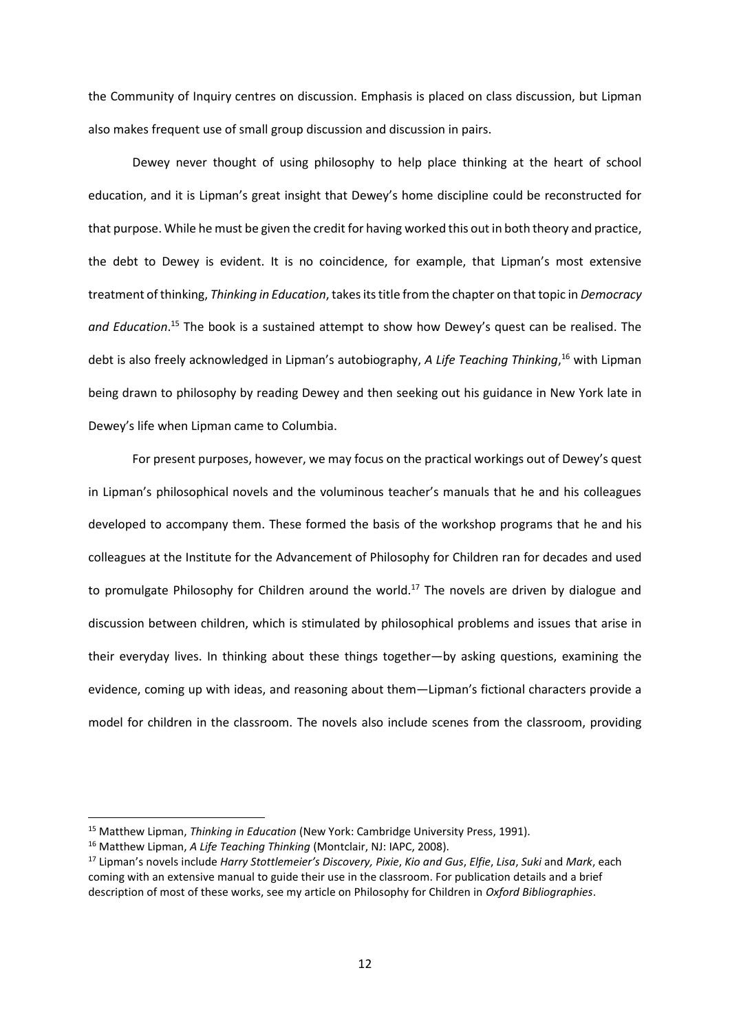the Community of Inquiry centres on discussion. Emphasis is placed on class discussion, but Lipman also makes frequent use of small group discussion and discussion in pairs.

Dewey never thought of using philosophy to help place thinking at the heart of school education, and it is Lipman's great insight that Dewey's home discipline could be reconstructed for that purpose. While he must be given the credit for having worked this out in both theory and practice, the debt to Dewey is evident. It is no coincidence, for example, that Lipman's most extensive treatment of thinking, *Thinking in Education*, takes its title from the chapter on that topic in *Democracy and Education*.[15] The book is a sustained attempt to show how Dewey's quest can be realised. The debt is also freely acknowledged in Lipman's autobiography, *A Life Teaching Thinking*,[16] with Lipman being drawn to philosophy by reading Dewey and then seeking out his guidance in New York late in Dewey's life when Lipman came to Columbia.

For present purposes, however, we may focus on the practical workings out of Dewey's quest in Lipman's philosophical novels and the voluminous teacher's manuals that he and his colleagues developed to accompany them. These formed the basis of the workshop programs that he and his colleagues at the Institute for the Advancement of Philosophy for Children ran for decades and used to promulgate Philosophy for Children around the world.[17] The novels are driven by dialogue and discussion between children, which is stimulated by philosophical problems and issues that arise in their everyday lives. In thinking about these things together—by asking questions, examining the evidence, coming up with ideas, and reasoning about them—Lipman's fictional characters provide a model for children in the classroom. The novels also include scenes from the classroom, providing

---

[15] Matthew Lipman, *Thinking in Education* (New York: Cambridge University Press, 1991).

[16] Matthew Lipman, *A Life Teaching Thinking* (Montclair, NJ: IAPC, 2008).

[17] Lipman's novels include *Harry Stottlemeier's Discovery, Pixie*, *Kio and Gus*, *Elfie*, *Lisa*, *Suki* and *Mark*, each coming with an extensive manual to guide their use in the classroom. For publication details and a brief description of most of these works, see my article on Philosophy for Children in *Oxford Bibliographies*.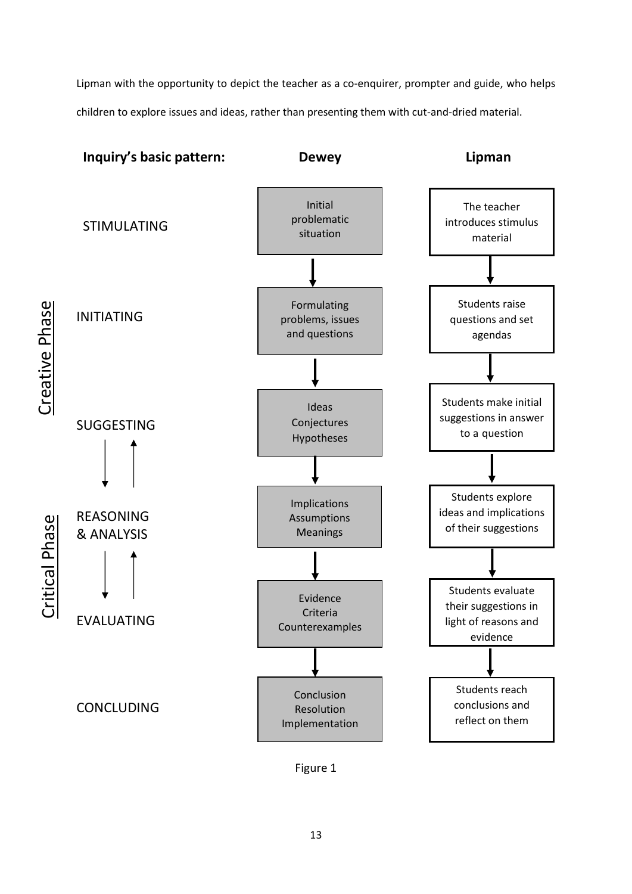Lipman with the opportunity to depict the teacher as a co-enquirer, prompter and guide, who helps children to explore issues and ideas, rather than presenting them with cut-and-dried material.

| | **Inquiry's basic pattern:** | **Dewey** | **Lipman** |
|---|---|---|---|
| | STIMULATING | Initial problematic situation | The teacher introduces stimulus material |
| Creative Phase | INITIATING | Formulating problems, issues and questions | Students raise questions and set agendas |
| Creative Phase | SUGGESTING | Ideas Conjectures Hypotheses | Students make initial suggestions in answer to a question |
| Critical Phase | REASONING & ANALYSIS | Implications Assumptions Meanings | Students explore ideas and implications of their suggestions |
| Critical Phase | EVALUATING | Evidence Criteria Counterexamples | Students evaluate their suggestions in light of reasons and evidence |
| | CONCLUDING | Conclusion Resolution Implementation | Students reach conclusions and reflect on them |

Figure 1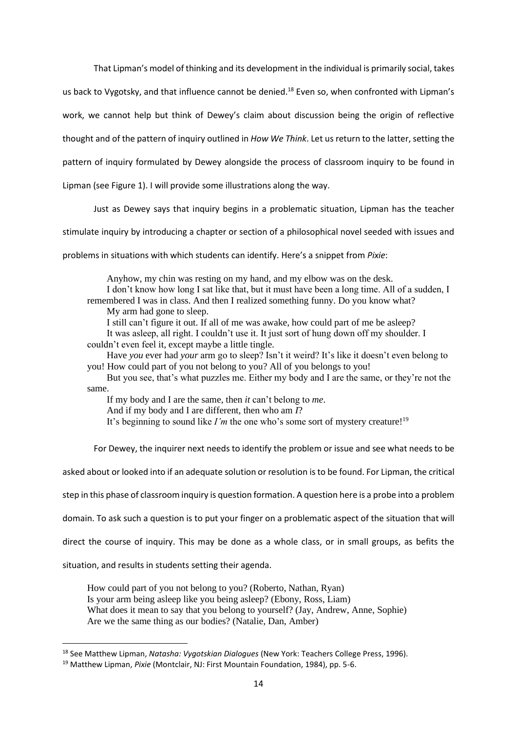That Lipman's model of thinking and its development in the individual is primarily social, takes us back to Vygotsky, and that influence cannot be denied.[18] Even so, when confronted with Lipman's work, we cannot help but think of Dewey's claim about discussion being the origin of reflective thought and of the pattern of inquiry outlined in *How We Think*. Let us return to the latter, setting the pattern of inquiry formulated by Dewey alongside the process of classroom inquiry to be found in Lipman (see Figure 1). I will provide some illustrations along the way.

Just as Dewey says that inquiry begins in a problematic situation, Lipman has the teacher stimulate inquiry by introducing a chapter or section of a philosophical novel seeded with issues and problems in situations with which students can identify. Here's a snippet from *Pixie*:

> Anyhow, my chin was resting on my hand, and my elbow was on the desk.
>
> I don't know how long I sat like that, but it must have been a long time. All of a sudden, I remembered I was in class. And then I realized something funny. Do you know what?
>
> My arm had gone to sleep.
>
> I still can't figure it out. If all of me was awake, how could part of me be asleep?
>
> It was asleep, all right. I couldn't use it. It just sort of hung down off my shoulder. I couldn't even feel it, except maybe a little tingle.
>
> Have *you* ever had *your* arm go to sleep? Isn't it weird? It's like it doesn't even belong to you! How could part of you not belong to you? All of you belongs to you!
>
> But you see, that's what puzzles me. Either my body and I are the same, or they're not the same.
>
> If my body and I are the same, then *it* can't belong to *me*.
>
> And if my body and I are different, then who am *I*?
>
> It's beginning to sound like *I'm* the one who's some sort of mystery creature![19]

For Dewey, the inquirer next needs to identify the problem or issue and see what needs to be asked about or looked into if an adequate solution or resolution is to be found. For Lipman, the critical step in this phase of classroom inquiry is question formation. A question here is a probe into a problem domain. To ask such a question is to put your finger on a problematic aspect of the situation that will direct the course of inquiry. This may be done as a whole class, or in small groups, as befits the situation, and results in students setting their agenda.

> How could part of you not belong to you? (Roberto, Nathan, Ryan)
> Is your arm being asleep like you being asleep? (Ebony, Ross, Liam)
> What does it mean to say that you belong to yourself? (Jay, Andrew, Anne, Sophie)
> Are we the same thing as our bodies? (Natalie, Dan, Amber)

---

[18] See Matthew Lipman, *Natasha: Vygotskian Dialogues* (New York: Teachers College Press, 1996).

[19] Matthew Lipman, *Pixie* (Montclair, NJ: First Mountain Foundation, 1984), pp. 5-6.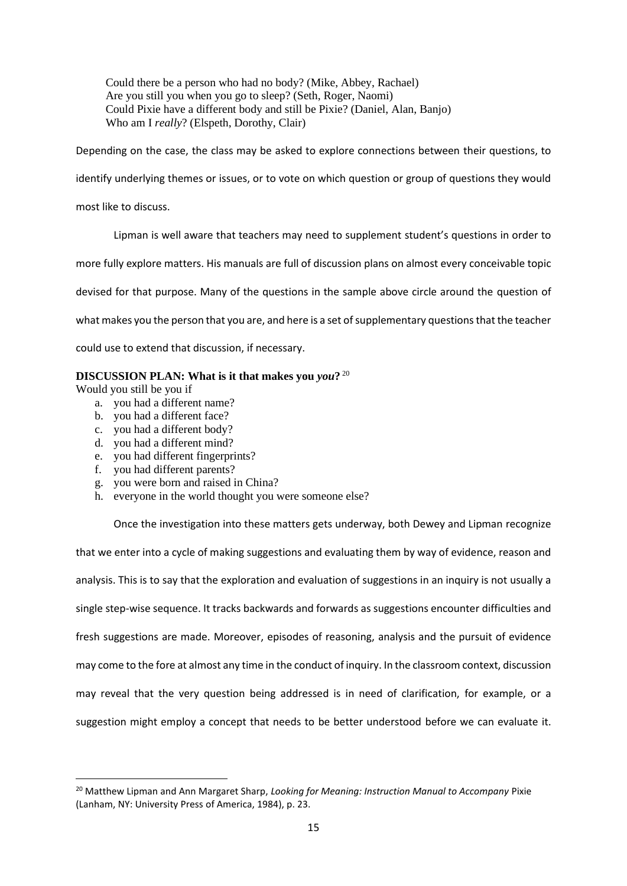Could there be a person who had no body? (Mike, Abbey, Rachael)
Are you still you when you go to sleep? (Seth, Roger, Naomi)
Could Pixie have a different body and still be Pixie? (Daniel, Alan, Banjo)
Who am I *really*? (Elspeth, Dorothy, Clair)

Depending on the case, the class may be asked to explore connections between their questions, to identify underlying themes or issues, or to vote on which question or group of questions they would most like to discuss.

Lipman is well aware that teachers may need to supplement student's questions in order to more fully explore matters. His manuals are full of discussion plans on almost every conceivable topic devised for that purpose. Many of the questions in the sample above circle around the question of what makes you the person that you are, and here is a set of supplementary questions that the teacher could use to extend that discussion, if necessary.

**DISCUSSION PLAN: What is it that makes you *you*?** [20]

Would you still be you if

a. you had a different name?
b. you had a different face?
c. you had a different body?
d. you had a different mind?
e. you had different fingerprints?
f. you had different parents?
g. you were born and raised in China?
h. everyone in the world thought you were someone else?

Once the investigation into these matters gets underway, both Dewey and Lipman recognize that we enter into a cycle of making suggestions and evaluating them by way of evidence, reason and analysis. This is to say that the exploration and evaluation of suggestions in an inquiry is not usually a single step-wise sequence. It tracks backwards and forwards as suggestions encounter difficulties and fresh suggestions are made. Moreover, episodes of reasoning, analysis and the pursuit of evidence may come to the fore at almost any time in the conduct of inquiry. In the classroom context, discussion may reveal that the very question being addressed is in need of clarification, for example, or a suggestion might employ a concept that needs to be better understood before we can evaluate it.

---

[20] Matthew Lipman and Ann Margaret Sharp, *Looking for Meaning: Instruction Manual to Accompany* Pixie (Lanham, NY: University Press of America, 1984), p. 23.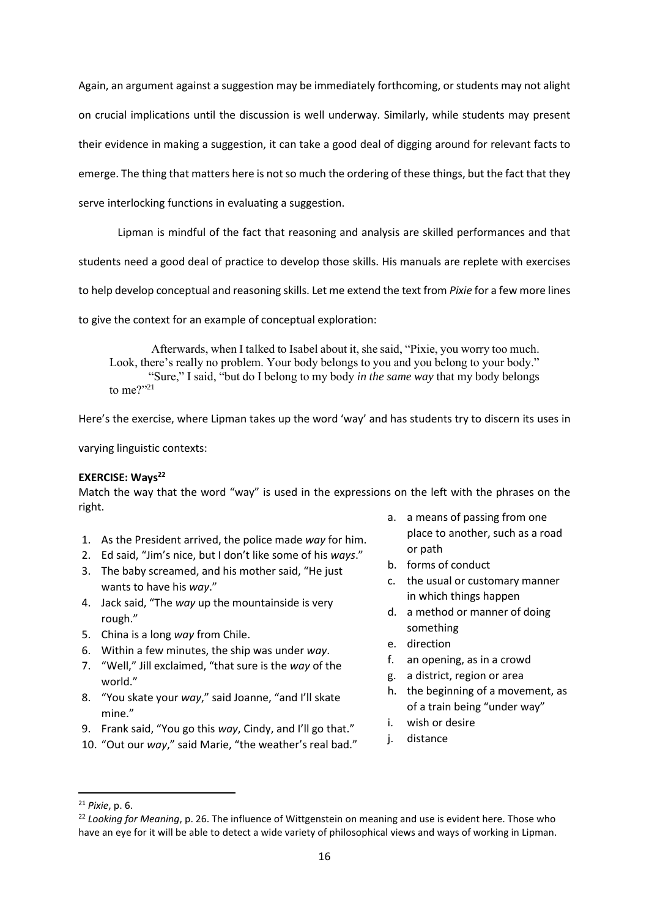Again, an argument against a suggestion may be immediately forthcoming, or students may not alight on crucial implications until the discussion is well underway. Similarly, while students may present their evidence in making a suggestion, it can take a good deal of digging around for relevant facts to emerge. The thing that matters here is not so much the ordering of these things, but the fact that they serve interlocking functions in evaluating a suggestion.

Lipman is mindful of the fact that reasoning and analysis are skilled performances and that students need a good deal of practice to develop those skills. His manuals are replete with exercises to help develop conceptual and reasoning skills. Let me extend the text from *Pixie* for a few more lines to give the context for an example of conceptual exploration:

> Afterwards, when I talked to Isabel about it, she said, "Pixie, you worry too much. Look, there's really no problem. Your body belongs to you and you belong to your body."
> "Sure," I said, "but do I belong to my body *in the same way* that my body belongs to me?"[21]

Here's the exercise, where Lipman takes up the word 'way' and has students try to discern its uses in varying linguistic contexts:

**EXERCISE: Ways[22]**

Match the way that the word "way" is used in the expressions on the left with the phrases on the right.

1. As the President arrived, the police made *way* for him.
2. Ed said, "Jim's nice, but I don't like some of his *ways*."
3. The baby screamed, and his mother said, "He just wants to have his *way*."
4. Jack said, "The *way* up the mountainside is very rough."
5. China is a long *way* from Chile.
6. Within a few minutes, the ship was under *way*.
7. "Well," Jill exclaimed, "that sure is the *way* of the world."
8. "You skate your *way*," said Joanne, "and I'll skate mine."
9. Frank said, "You go this *way*, Cindy, and I'll go that."
10. "Out our *way*," said Marie, "the weather's real bad."

a. a means of passing from one place to another, such as a road or path
b. forms of conduct
c. the usual or customary manner in which things happen
d. a method or manner of doing something
e. direction
f. an opening, as in a crowd
g. a district, region or area
h. the beginning of a movement, as of a train being "under way"
i. wish or desire
j. distance

---

[21] *Pixie*, p. 6.

[22] *Looking for Meaning*, p. 26. The influence of Wittgenstein on meaning and use is evident here. Those who have an eye for it will be able to detect a wide variety of philosophical views and ways of working in Lipman.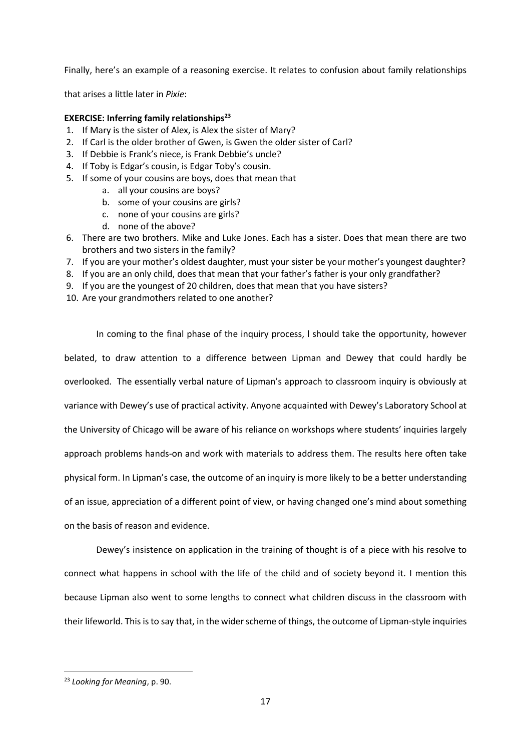Finally, here's an example of a reasoning exercise. It relates to confusion about family relationships that arises a little later in *Pixie*:

**EXERCISE: Inferring family relationships**[23]

1. If Mary is the sister of Alex, is Alex the sister of Mary?
2. If Carl is the older brother of Gwen, is Gwen the older sister of Carl?
3. If Debbie is Frank's niece, is Frank Debbie's uncle?
4. If Toby is Edgar's cousin, is Edgar Toby's cousin.
5. If some of your cousins are boys, does that mean that
    a. all your cousins are boys?
    b. some of your cousins are girls?
    c. none of your cousins are girls?
    d. none of the above?
6. There are two brothers. Mike and Luke Jones. Each has a sister. Does that mean there are two brothers and two sisters in the family?
7. If you are your mother's oldest daughter, must your sister be your mother's youngest daughter?
8. If you are an only child, does that mean that your father's father is your only grandfather?
9. If you are the youngest of 20 children, does that mean that you have sisters?
10. Are your grandmothers related to one another?

In coming to the final phase of the inquiry process, I should take the opportunity, however belated, to draw attention to a difference between Lipman and Dewey that could hardly be overlooked. The essentially verbal nature of Lipman's approach to classroom inquiry is obviously at variance with Dewey's use of practical activity. Anyone acquainted with Dewey's Laboratory School at the University of Chicago will be aware of his reliance on workshops where students' inquiries largely approach problems hands-on and work with materials to address them. The results here often take physical form. In Lipman's case, the outcome of an inquiry is more likely to be a better understanding of an issue, appreciation of a different point of view, or having changed one's mind about something on the basis of reason and evidence.

Dewey's insistence on application in the training of thought is of a piece with his resolve to connect what happens in school with the life of the child and of society beyond it. I mention this because Lipman also went to some lengths to connect what children discuss in the classroom with their lifeworld. This is to say that, in the wider scheme of things, the outcome of Lipman-style inquiries

[23] *Looking for Meaning*, p. 90.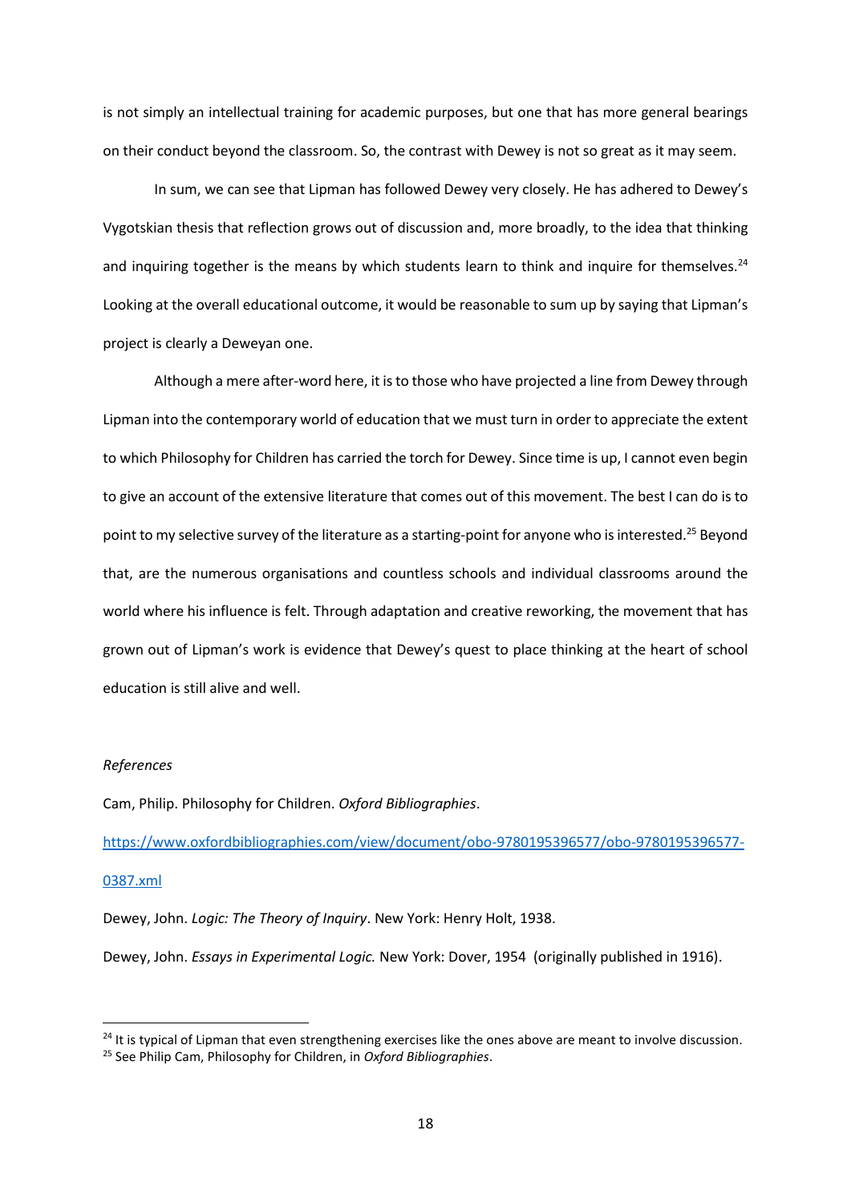is not simply an intellectual training for academic purposes, but one that has more general bearings on their conduct beyond the classroom. So, the contrast with Dewey is not so great as it may seem.

In sum, we can see that Lipman has followed Dewey very closely. He has adhered to Dewey's Vygotskian thesis that reflection grows out of discussion and, more broadly, to the idea that thinking and inquiring together is the means by which students learn to think and inquire for themselves.[24] Looking at the overall educational outcome, it would be reasonable to sum up by saying that Lipman's project is clearly a Deweyan one.

Although a mere after-word here, it is to those who have projected a line from Dewey through Lipman into the contemporary world of education that we must turn in order to appreciate the extent to which Philosophy for Children has carried the torch for Dewey. Since time is up, I cannot even begin to give an account of the extensive literature that comes out of this movement. The best I can do is to point to my selective survey of the literature as a starting-point for anyone who is interested.[25] Beyond that, are the numerous organisations and countless schools and individual classrooms around the world where his influence is felt. Through adaptation and creative reworking, the movement that has grown out of Lipman's work is evidence that Dewey's quest to place thinking at the heart of school education is still alive and well.

*References*

Cam, Philip. Philosophy for Children. *Oxford Bibliographies*.

https://www.oxfordbibliographies.com/view/document/obo-9780195396577/obo-9780195396577-0387.xml

Dewey, John. *Logic: The Theory of Inquiry*. New York: Henry Holt, 1938.

Dewey, John. *Essays in Experimental Logic.* New York: Dover, 1954 (originally published in 1916).

---

[24] It is typical of Lipman that even strengthening exercises like the ones above are meant to involve discussion.

[25] See Philip Cam, Philosophy for Children, in *Oxford Bibliographies*.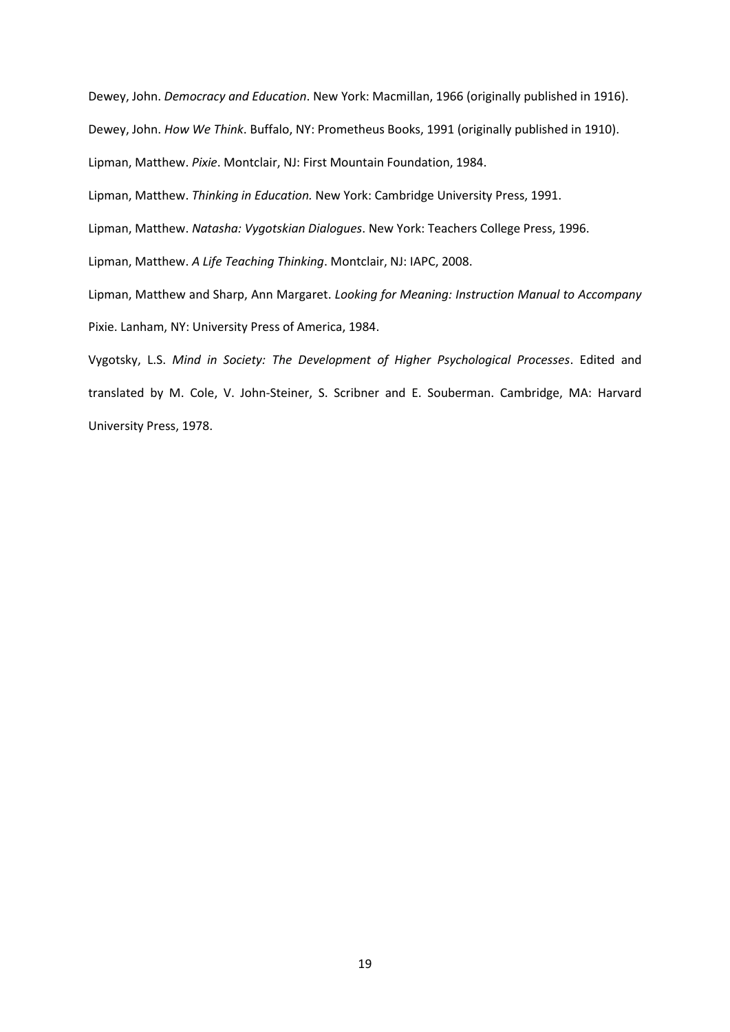Dewey, John. *Democracy and Education*. New York: Macmillan, 1966 (originally published in 1916).

Dewey, John. *How We Think*. Buffalo, NY: Prometheus Books, 1991 (originally published in 1910).

Lipman, Matthew. *Pixie*. Montclair, NJ: First Mountain Foundation, 1984.

Lipman, Matthew. *Thinking in Education.* New York: Cambridge University Press, 1991.

Lipman, Matthew. *Natasha: Vygotskian Dialogues*. New York: Teachers College Press, 1996.

Lipman, Matthew. *A Life Teaching Thinking*. Montclair, NJ: IAPC, 2008.

Lipman, Matthew and Sharp, Ann Margaret. *Looking for Meaning: Instruction Manual to Accompany* Pixie. Lanham, NY: University Press of America, 1984.

Vygotsky, L.S. *Mind in Society: The Development of Higher Psychological Processes*. Edited and translated by M. Cole, V. John-Steiner, S. Scribner and E. Souberman. Cambridge, MA: Harvard University Press, 1978.